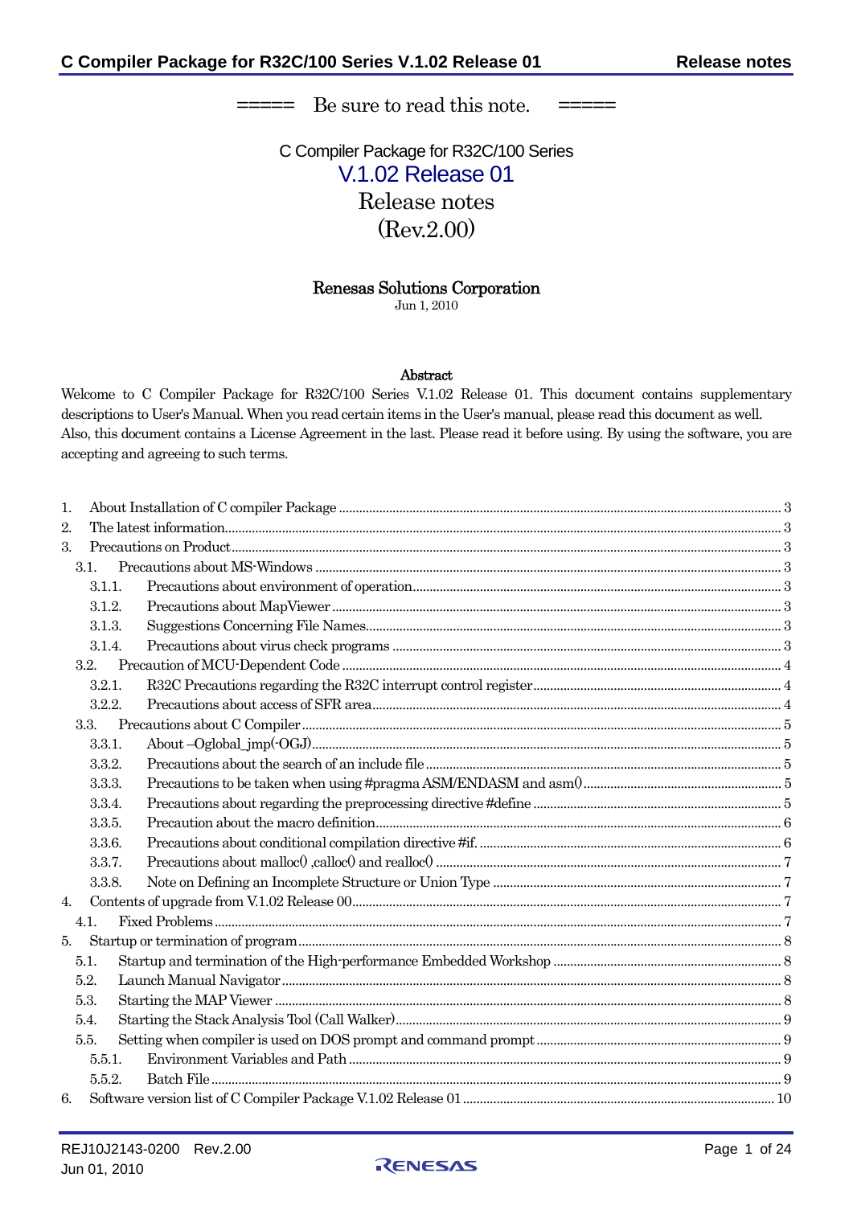===== Be sure to read this note. =====

# C Compiler Package for R32C/100 Series
# V.1.02 Release 01
# Release notes
# (Rev.2.00)

**Renesas Solutions Corporation**

Jun 1, 2010

**Abstract**

Welcome to C Compiler Package for R32C/100 Series V.1.02 Release 01. This document contains supplementary descriptions to User's Manual. When you read certain items in the User's manual, please read this document as well.
Also, this document contains a License Agreement in the last. Please read it before using. By using the software, you are accepting and agreeing to such terms.

1. About Installation of C compiler Package ..... 3
2. The latest information ..... 3
3. Precautions on Product ..... 3
   - 3.1. Precautions about MS-Windows ..... 3
     - 3.1.1. Precautions about environment of operation ..... 3
     - 3.1.2. Precautions about MapViewer ..... 3
     - 3.1.3. Suggestions Concerning File Names ..... 3
     - 3.1.4. Precautions about virus check programs ..... 3
   - 3.2. Precaution of MCU-Dependent Code ..... 4
     - 3.2.1. R32C Precautions regarding the R32C interrupt control register ..... 4
     - 3.2.2. Precautions about access of SFR area ..... 4
   - 3.3. Precautions about C Compiler ..... 5
     - 3.3.1. About –Oglobal_jmp(-OGJ) ..... 5
     - 3.3.2. Precautions about the search of an include file ..... 5
     - 3.3.3. Precautions to be taken when using #pragma ASM/ENDASM and asm() ..... 5
     - 3.3.4. Precautions about regarding the preprocessing directive #define ..... 5
     - 3.3.5. Precaution about the macro definition ..... 6
     - 3.3.6. Precautions about conditional compilation directive #if. ..... 6
     - 3.3.7. Precautions about malloc() ,calloc() and realloc() ..... 7
     - 3.3.8. Note on Defining an Incomplete Structure or Union Type ..... 7
4. Contents of upgrade from V.1.02 Release 00 ..... 7
   - 4.1. Fixed Problems ..... 7
5. Startup or termination of program ..... 8
   - 5.1. Startup and termination of the High-performance Embedded Workshop ..... 8
   - 5.2. Launch Manual Navigator ..... 8
   - 5.3. Starting the MAP Viewer ..... 8
   - 5.4. Starting the Stack Analysis Tool (Call Walker) ..... 9
   - 5.5. Setting when compiler is used on DOS prompt and command prompt ..... 9
     - 5.5.1. Environment Variables and Path ..... 9
     - 5.5.2. Batch File ..... 9
6. Software version list of C Compiler Package V.1.02 Release 01 ..... 10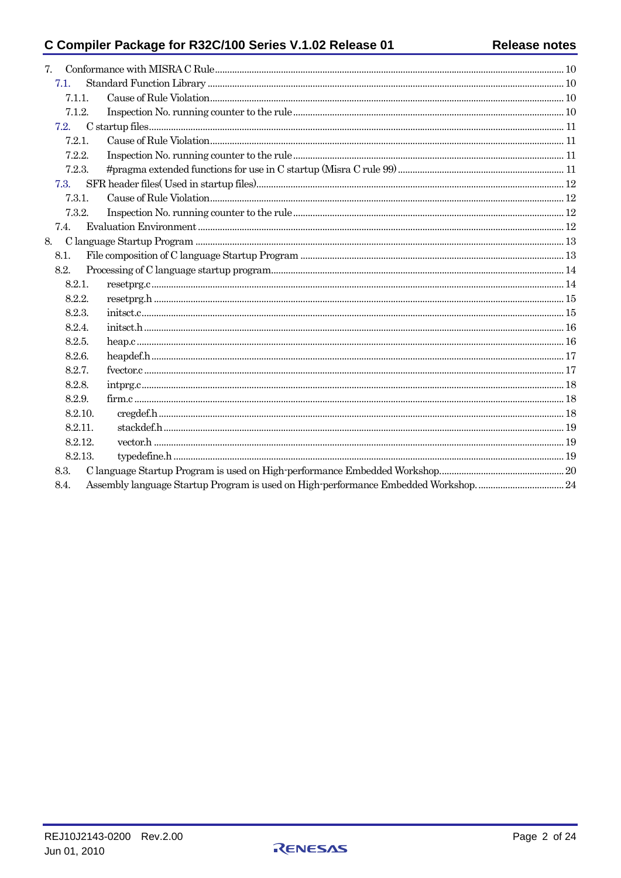7. Conformance with MISRA C Rule ........................................................................................................ 10
  7.1. Standard Function Library ................................................................................................ 10
    7.1.1. Cause of Rule Violation ........................................................................................ 10
    7.1.2. Inspection No. running counter to the rule ......................................................... 10
  7.2. C startup files ...................................................................................................................... 11
    7.2.1. Cause of Rule Violation ........................................................................................ 11
    7.2.2. Inspection No. running counter to the rule ......................................................... 11
    7.2.3. #pragma extended functions for use in C startup (Misra C rule 99) ................ 11
  7.3. SFR header files( Used in startup files) ............................................................................ 12
    7.3.1. Cause of Rule Violation ........................................................................................ 12
    7.3.2. Inspection No. running counter to the rule ......................................................... 12
  7.4. Evaluation Environment .................................................................................................... 12
8. C language Startup Program ............................................................................................................ 13
  8.1. File composition of C language Startup Program ........................................................... 13
  8.2. Processing of C language startup program ...................................................................... 14
    8.2.1. resetprg.c ............................................................................................................... 14
    8.2.2. resetprg.h ............................................................................................................... 15
    8.2.3. initsct.c ................................................................................................................... 15
    8.2.4. initsct.h ................................................................................................................... 16
    8.2.5. heap.c ..................................................................................................................... 16
    8.2.6. heapdef.h ................................................................................................................ 17
    8.2.7. fvector.c .................................................................................................................. 17
    8.2.8. intprg.c ................................................................................................................... 18
    8.2.9. firm.c ...................................................................................................................... 18
    8.2.10. cregdef.h ................................................................................................................ 18
    8.2.11. stackdef.h ............................................................................................................... 19
    8.2.12. vector.h ................................................................................................................... 19
    8.2.13. typedefine.h ............................................................................................................ 19
  8.3. C language Startup Program is used on High-performance Embedded Workshop. ...... 20
  8.4. Assembly language Startup Program is used on High-performance Embedded Workshop. ...... 24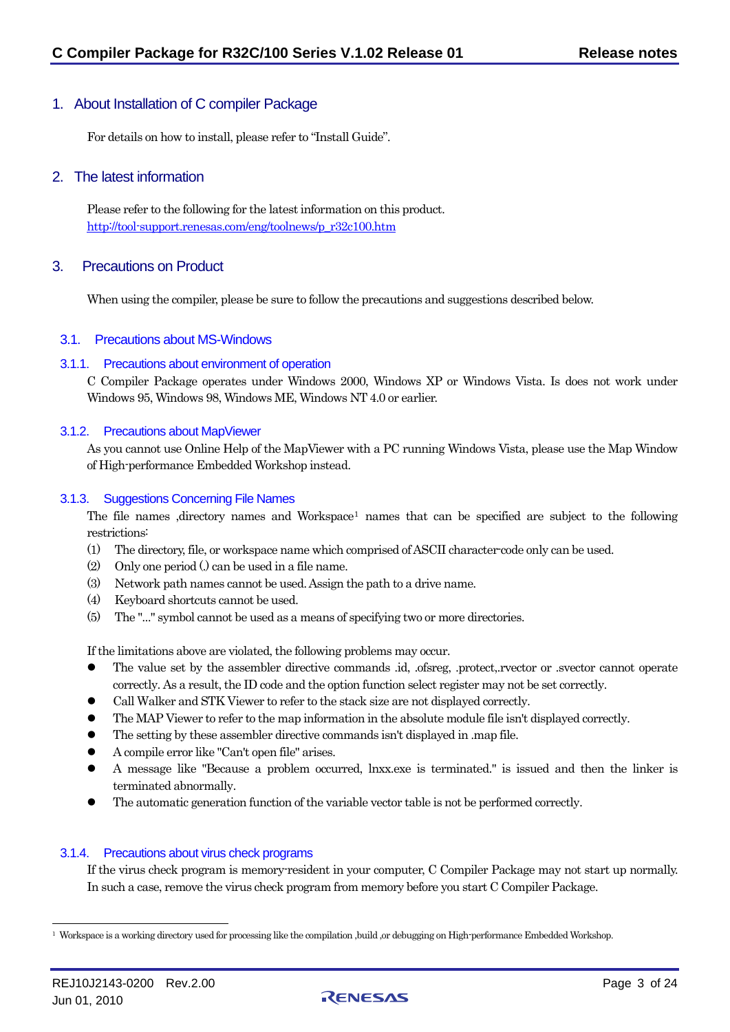## 1. About Installation of C compiler Package

For details on how to install, please refer to "Install Guide".

## 2. The latest information

Please refer to the following for the latest information on this product.
http://tool-support.renesas.com/eng/toolnews/p_r32c100.htm

## 3. Precautions on Product

When using the compiler, please be sure to follow the precautions and suggestions described below.

### 3.1. Precautions about MS-Windows

#### 3.1.1. Precautions about environment of operation

C Compiler Package operates under Windows 2000, Windows XP or Windows Vista. Is does not work under Windows 95, Windows 98, Windows ME, Windows NT 4.0 or earlier.

#### 3.1.2. Precautions about MapViewer

As you cannot use Online Help of the MapViewer with a PC running Windows Vista, please use the Map Window of High-performance Embedded Workshop instead.

#### 3.1.3. Suggestions Concerning File Names

The file names ,directory names and Workspace[1] names that can be specified are subject to the following restrictions:

(1) The directory, file, or workspace name which comprised of ASCII character-code only can be used.
(2) Only one period (.) can be used in a file name.
(3) Network path names cannot be used. Assign the path to a drive name.
(4) Keyboard shortcuts cannot be used.
(5) The "..." symbol cannot be used as a means of specifying two or more directories.

If the limitations above are violated, the following problems may occur.

- The value set by the assembler directive commands .id, .ofsreg, .protect,.rvector or .svector cannot operate correctly. As a result, the ID code and the option function select register may not be set correctly.
- Call Walker and STK Viewer to refer to the stack size are not displayed correctly.
- The MAP Viewer to refer to the map information in the absolute module file isn't displayed correctly.
- The setting by these assembler directive commands isn't displayed in .map file.
- A compile error like "Can't open file" arises.
- A message like "Because a problem occurred, lnxx.exe is terminated." is issued and then the linker is terminated abnormally.
- The automatic generation function of the variable vector table is not be performed correctly.

#### 3.1.4. Precautions about virus check programs

If the virus check program is memory-resident in your computer, C Compiler Package may not start up normally. In such a case, remove the virus check program from memory before you start C Compiler Package.

---

[1] Workspace is a working directory used for processing like the compilation ,build ,or debugging on High-performance Embedded Workshop.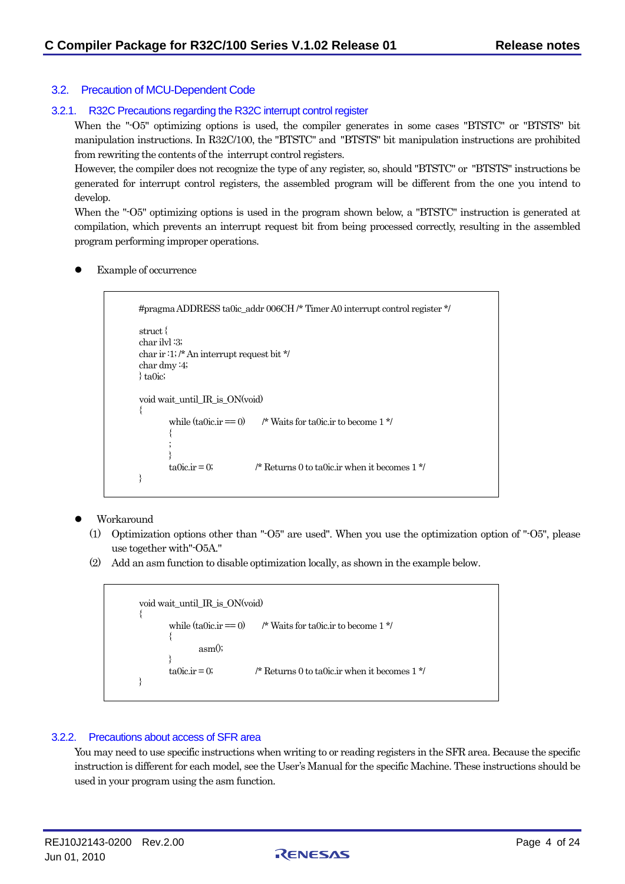## 3.2. Precaution of MCU-Dependent Code

### 3.2.1. R32C Precautions regarding the R32C interrupt control register

When the "-O5" optimizing options is used, the compiler generates in some cases "BTSTC" or "BTSTS" bit manipulation instructions. In R32C/100, the "BTSTC" and "BTSTS" bit manipulation instructions are prohibited from rewriting the contents of the interrupt control registers.

However, the compiler does not recognize the type of any register, so, should "BTSTC" or "BTSTS" instructions be generated for interrupt control registers, the assembled program will be different from the one you intend to develop.

When the "-O5" optimizing options is used in the program shown below, a "BTSTC" instruction is generated at compilation, which prevents an interrupt request bit from being processed correctly, resulting in the assembled program performing improper operations.

- Example of occurrence

```
#pragma ADDRESS ta0ic_addr 006CH /* Timer A0 interrupt control register */

struct {
char ilvl :3;
char ir :1; /* An interrupt request bit */
char dmy :4;
} ta0ic;

void wait_until_IR_is_ON(void)
{
        while (ta0ic.ir == 0)       /* Waits for ta0ic.ir to become 1 */
        {
        ;
        }
        ta0ic.ir = 0;               /* Returns 0 to ta0ic.ir when it becomes 1 */
}
```

- Workaround

(1) Optimization options other than "-O5" are used". When you use the optimization option of "-O5", please use together with"-O5A."

(2) Add an asm function to disable optimization locally, as shown in the example below.

```
void wait_until_IR_is_ON(void)
{
        while (ta0ic.ir == 0)       /* Waits for ta0ic.ir to become 1 */
        {
                asm();
        }
        ta0ic.ir = 0;               /* Returns 0 to ta0ic.ir when it becomes 1 */
}
```

### 3.2.2. Precautions about access of SFR area

You may need to use specific instructions when writing to or reading registers in the SFR area. Because the specific instruction is different for each model, see the User's Manual for the specific Machine. These instructions should be used in your program using the asm function.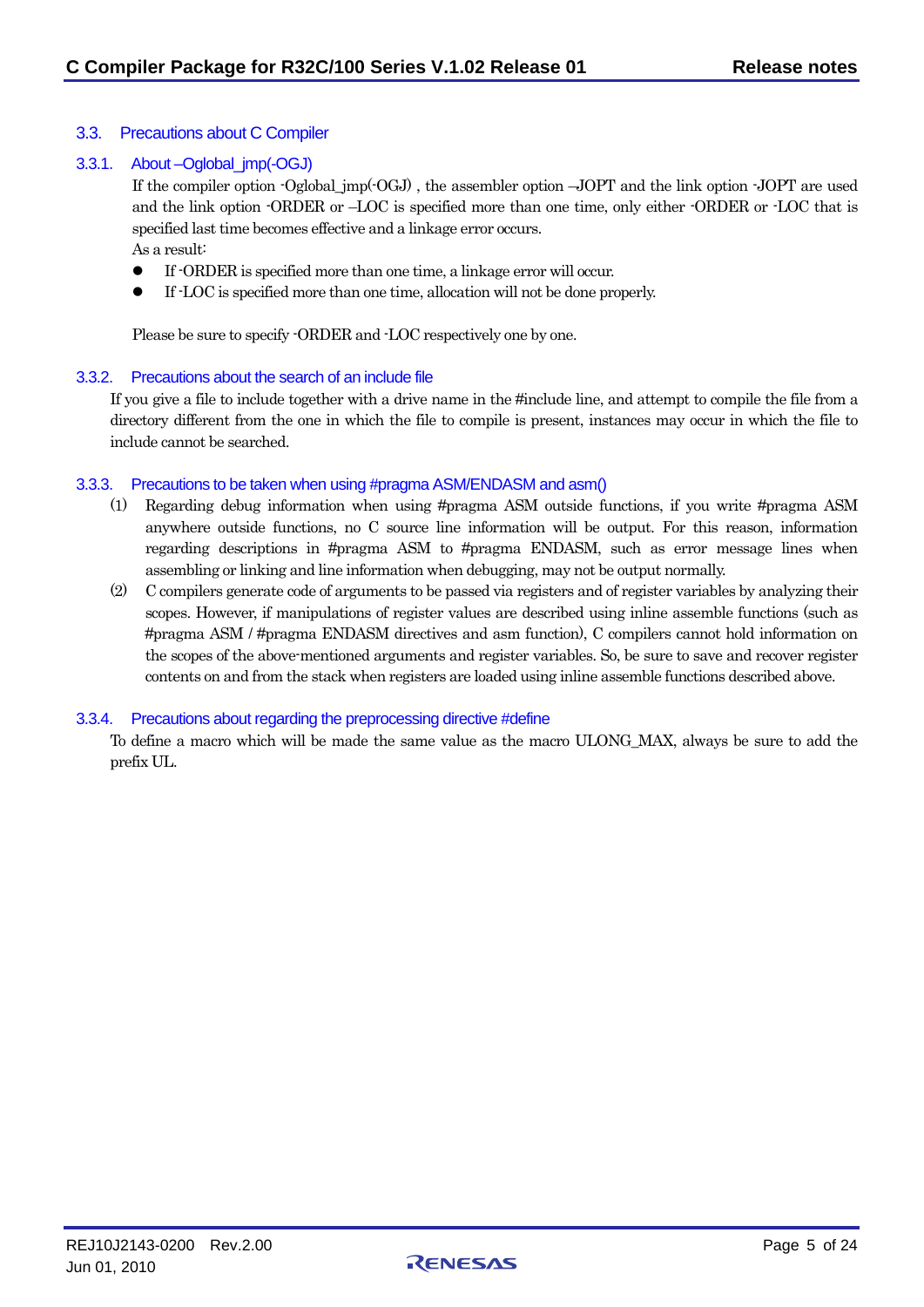## 3.3. Precautions about C Compiler

### 3.3.1. About –Oglobal_jmp(-OGJ)

If the compiler option -Oglobal_jmp(-OGJ) , the assembler option –JOPT and the link option -JOPT are used and the link option -ORDER or –LOC is specified more than one time, only either -ORDER or -LOC that is specified last time becomes effective and a linkage error occurs.

As a result:

- If -ORDER is specified more than one time, a linkage error will occur.
- If -LOC is specified more than one time, allocation will not be done properly.

Please be sure to specify -ORDER and -LOC respectively one by one.

### 3.3.2. Precautions about the search of an include file

If you give a file to include together with a drive name in the #include line, and attempt to compile the file from a directory different from the one in which the file to compile is present, instances may occur in which the file to include cannot be searched.

### 3.3.3. Precautions to be taken when using #pragma ASM/ENDASM and asm()

(1) Regarding debug information when using #pragma ASM outside functions, if you write #pragma ASM anywhere outside functions, no C source line information will be output. For this reason, information regarding descriptions in #pragma ASM to #pragma ENDASM, such as error message lines when assembling or linking and line information when debugging, may not be output normally.

(2) C compilers generate code of arguments to be passed via registers and of register variables by analyzing their scopes. However, if manipulations of register values are described using inline assemble functions (such as #pragma ASM / #pragma ENDASM directives and asm function), C compilers cannot hold information on the scopes of the above-mentioned arguments and register variables. So, be sure to save and recover register contents on and from the stack when registers are loaded using inline assemble functions described above.

### 3.3.4. Precautions about regarding the preprocessing directive #define

To define a macro which will be made the same value as the macro ULONG_MAX, always be sure to add the prefix UL.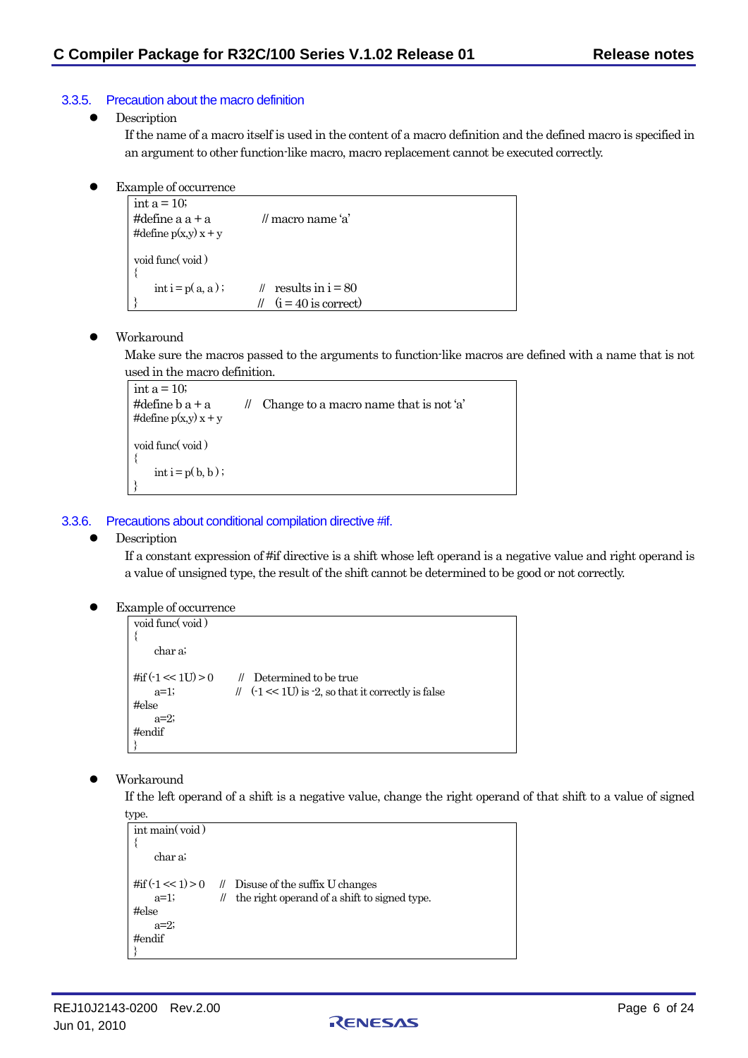### 3.3.5. Precaution about the macro definition

- Description

  If the name of a macro itself is used in the content of a macro definition and the defined macro is specified in an argument to other function-like macro, macro replacement cannot be executed correctly.

- Example of occurrence

```
int a = 10;
#define a a + a           // macro name 'a'
#define p(x,y) x + y

void func( void )
{
    int i = p( a, a ) ;     //  results in i = 80
}                           //  (i = 40 is correct)
```

- Workaround

  Make sure the macros passed to the arguments to function-like macros are defined with a name that is not used in the macro definition.

```
int a = 10;
#define b a + a       //  Change to a macro name that is not 'a'
#define p(x,y) x + y

void func( void )
{
    int i = p( b, b ) ;
}
```

### 3.3.6. Precautions about conditional compilation directive #if.

- Description

  If a constant expression of #if directive is a shift whose left operand is a negative value and right operand is a value of unsigned type, the result of the shift cannot be determined to be good or not correctly.

- Example of occurrence

```
void func( void )
{
    char a;

#if (-1 << 1U) > 0      //  Determined to be true
    a=1;                //  (-1 << 1U) is -2, so that it correctly is false
#else
    a=2;
#endif
}
```

- Workaround

  If the left operand of a shift is a negative value, change the right operand of that shift to a value of signed type.

```
int main( void )
{
    char a;

#if (-1 << 1) > 0     //  Disuse of the suffix U changes
    a=1;              //  the right operand of a shift to signed type.
#else
    a=2;
#endif
}
```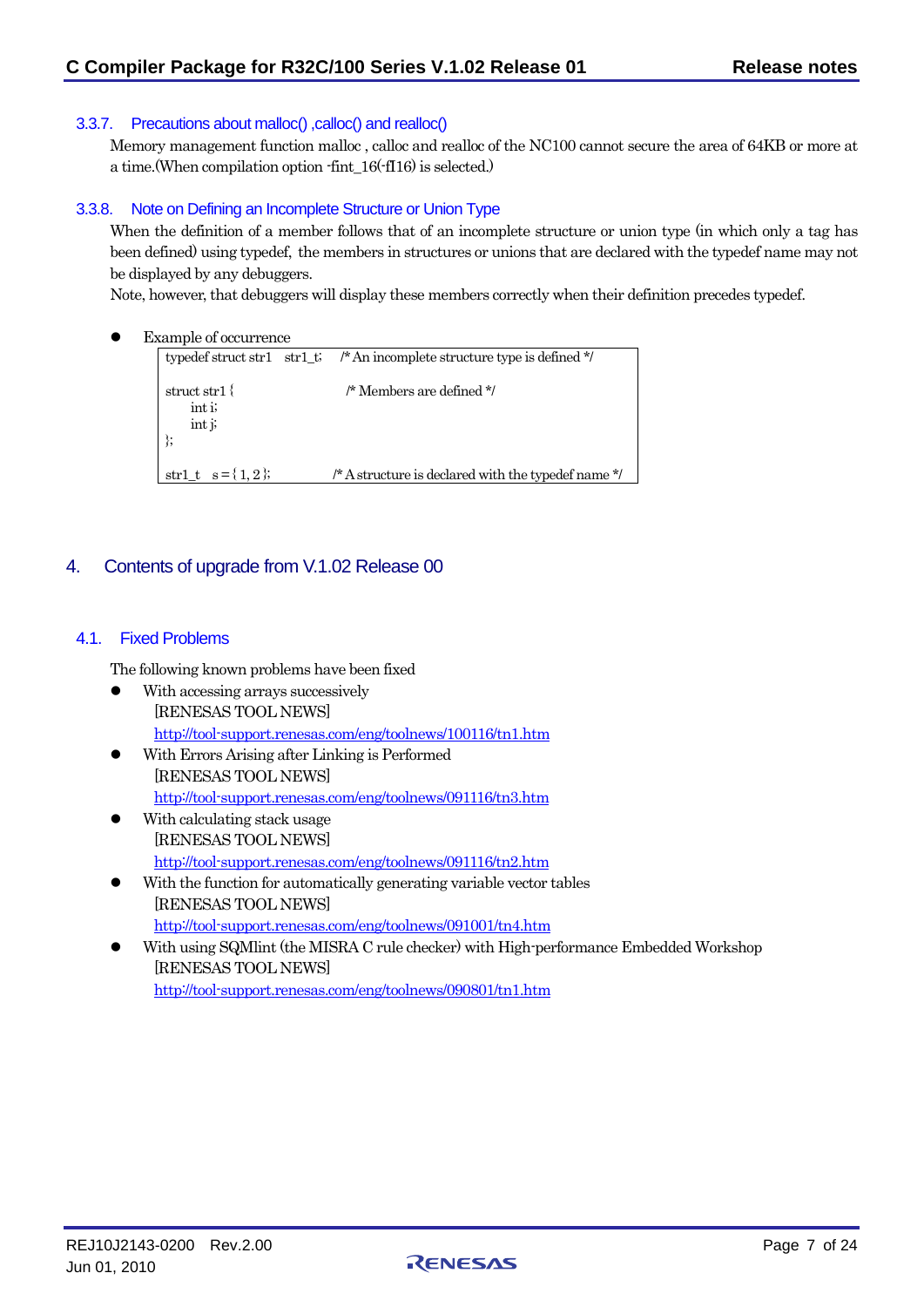### 3.3.7. Precautions about malloc() ,calloc() and realloc()

Memory management function malloc , calloc and realloc of the NC100 cannot secure the area of 64KB or more at a time.(When compilation option -fint_16(-fI16) is selected.)

### 3.3.8. Note on Defining an Incomplete Structure or Union Type

When the definition of a member follows that of an incomplete structure or union type (in which only a tag has been defined) using typedef, the members in structures or unions that are declared with the typedef name may not be displayed by any debuggers.

Note, however, that debuggers will display these members correctly when their definition precedes typedef.

- Example of occurrence

```
typedef struct str1   str1_t;    /* An incomplete structure type is defined */

struct str1 {                     /* Members are defined */
      int i;
      int j;
};

str1_t   s = { 1, 2 };           /* A structure is declared with the typedef name */
```

# 4. Contents of upgrade from V.1.02 Release 00

## 4.1. Fixed Problems

The following known problems have been fixed

- With accessing arrays successively
  [RENESAS TOOL NEWS]
  http://tool-support.renesas.com/eng/toolnews/100116/tn1.htm
- With Errors Arising after Linking is Performed
  [RENESAS TOOL NEWS]
  http://tool-support.renesas.com/eng/toolnews/091116/tn3.htm
- With calculating stack usage
  [RENESAS TOOL NEWS]
  http://tool-support.renesas.com/eng/toolnews/091116/tn2.htm
- With the function for automatically generating variable vector tables
  [RENESAS TOOL NEWS]
  http://tool-support.renesas.com/eng/toolnews/091001/tn4.htm
- With using SQMlint (the MISRA C rule checker) with High-performance Embedded Workshop
  [RENESAS TOOL NEWS]
  http://tool-support.renesas.com/eng/toolnews/090801/tn1.htm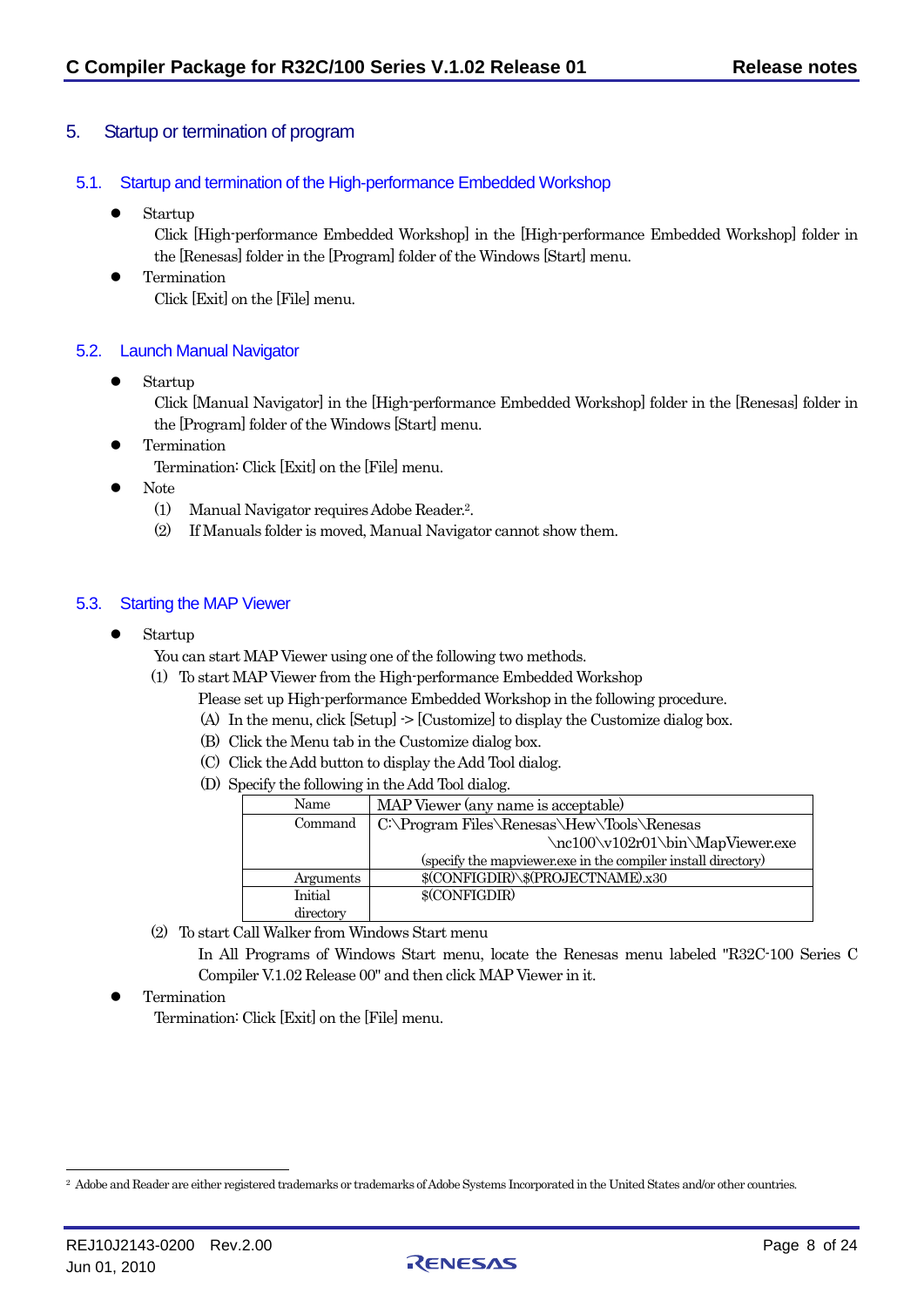# 5. Startup or termination of program

## 5.1. Startup and termination of the High-performance Embedded Workshop

- Startup
  Click [High-performance Embedded Workshop] in the [High-performance Embedded Workshop] folder in the [Renesas] folder in the [Program] folder of the Windows [Start] menu.
- Termination
  Click [Exit] on the [File] menu.

## 5.2. Launch Manual Navigator

- Startup
  Click [Manual Navigator] in the [High-performance Embedded Workshop] folder in the [Renesas] folder in the [Program] folder of the Windows [Start] menu.
- Termination
  Termination: Click [Exit] on the [File] menu.
- Note
  (1) Manual Navigator requires Adobe Reader.[2].
  (2) If Manuals folder is moved, Manual Navigator cannot show them.

## 5.3. Starting the MAP Viewer

- Startup
  You can start MAP Viewer using one of the following two methods.
  (1) To start MAP Viewer from the High-performance Embedded Workshop
    Please set up High-performance Embedded Workshop in the following procedure.
    (A) In the menu, click [Setup] -> [Customize] to display the Customize dialog box.
    (B) Click the Menu tab in the Customize dialog box.
    (C) Click the Add button to display the Add Tool dialog.
    (D) Specify the following in the Add Tool dialog.

| Name | MAP Viewer (any name is acceptable) |
|---|---|
| Command | C:\Program Files\Renesas\Hew\Tools\Renesas \nc100\v102r01\bin\MapViewer.exe (specify the mapviewer.exe in the compiler install directory) |
| Arguments | $(CONFIGDIR)\$(PROJECTNAME).x30 |
| Initial directory | $(CONFIGDIR) |

  (2) To start Call Walker from Windows Start menu
    In All Programs of Windows Start menu, locate the Renesas menu labeled "R32C-100 Series C Compiler V.1.02 Release 00" and then click MAP Viewer in it.
- Termination
  Termination: Click [Exit] on the [File] menu.

---

[2] Adobe and Reader are either registered trademarks or trademarks of Adobe Systems Incorporated in the United States and/or other countries.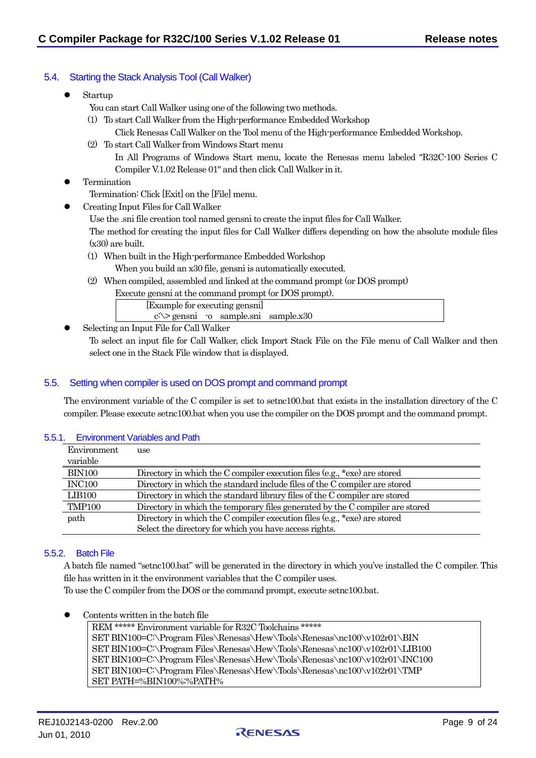## 5.4. Starting the Stack Analysis Tool (Call Walker)

- Startup

  You can start Call Walker using one of the following two methods.

  (1) To start Call Walker from the High-performance Embedded Workshop

  Click Renesas Call Walker on the Tool menu of the High-performance Embedded Workshop.

  (2) To start Call Walker from Windows Start menu

  In All Programs of Windows Start menu, locate the Renesas menu labeled "R32C-100 Series C Compiler V.1.02 Release 01" and then click Call Walker in it.

- Termination

  Termination: Click [Exit] on the [File] menu.

- Creating Input Files for Call Walker

  Use the .sni file creation tool named gensni to create the input files for Call Walker.

  The method for creating the input files for Call Walker differs depending on how the absolute module files (x30) are built.

  (1) When built in the High-performance Embedded Workshop

  When you build an x30 file, gensni is automatically executed.

  (2) When compiled, assembled and linked at the command prompt (or DOS prompt)

  Execute gensni at the command prompt (or DOS prompt).

  ```
  [Example for executing gensni]
    c:\> gensni  -o  sample.sni  sample.x30
  ```

- Selecting an Input File for Call Walker

  To select an input file for Call Walker, click Import Stack File on the File menu of Call Walker and then select one in the Stack File window that is displayed.

## 5.5. Setting when compiler is used on DOS prompt and command prompt

The environment variable of the C compiler is set to setnc100.bat that exists in the installation directory of the C compiler. Please execute setnc100.bat when you use the compiler on the DOS prompt and the command prompt.

### 5.5.1. Environment Variables and Path

| Environment variable | use |
|---|---|
| BIN100 | Directory in which the C compiler execution files (e.g., *exe) are stored |
| INC100 | Directory in which the standard include files of the C compiler are stored |
| LIB100 | Directory in which the standard library files of the C compiler are stored |
| TMP100 | Directory in which the temporary files generated by the C compiler are stored |
| path | Directory in which the C compiler execution files (e.g., *exe) are stored<br>Select the directory for which you have access rights. |

### 5.5.2. Batch File

A batch file named "setnc100.bat" will be generated in the directory in which you've installed the C compiler. This file has written in it the environment variables that the C compiler uses.

To use the C compiler from the DOS or the command prompt, execute setnc100.bat.

- Contents written in the batch file

```
REM ***** Environment variable for R32C Toolchains *****
SET BIN100=C:\Program Files\Renesas\Hew\Tools\Renesas\nc100\v102r01\BIN
SET BIN100=C:\Program Files\Renesas\Hew\Tools\Renesas\nc100\v102r01\LIB100
SET BIN100=C:\Program Files\Renesas\Hew\Tools\Renesas\nc100\v102r01\INC100
SET BIN100=C:\Program Files\Renesas\Hew\Tools\Renesas\nc100\v102r01\TMP
SET PATH=%BIN100%;%PATH%
```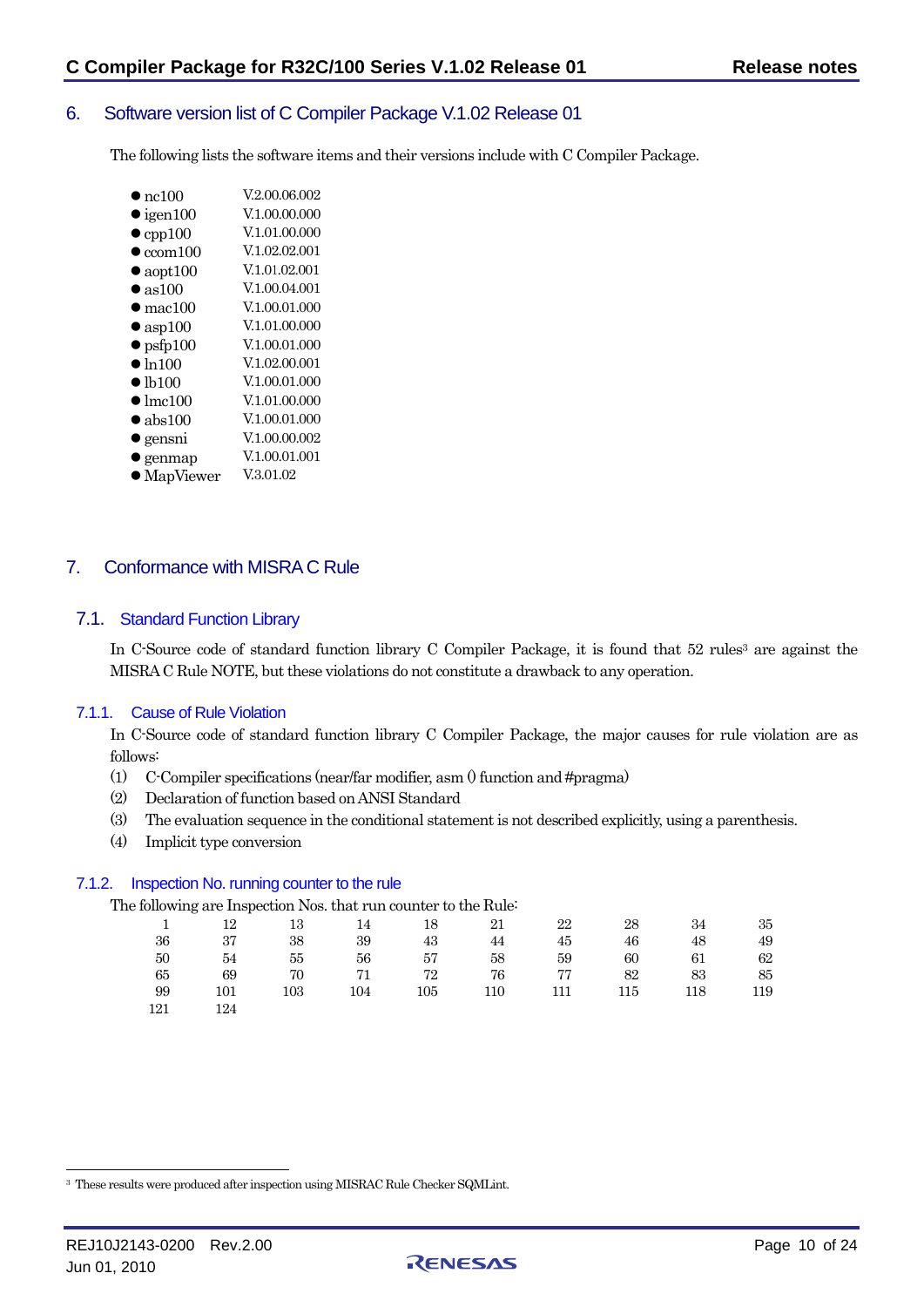## 6. Software version list of C Compiler Package V.1.02 Release 01

The following lists the software items and their versions include with C Compiler Package.

- nc100 V.2.00.06.002
- igen100 V.1.00.00.000
- cpp100 V.1.01.00.000
- ccom100 V.1.02.02.001
- aopt100 V.1.01.02.001
- as100 V.1.00.04.001
- mac100 V.1.00.01.000
- asp100 V.1.01.00.000
- psfp100 V.1.00.01.000
- ln100 V.1.02.00.001
- lb100 V.1.00.01.000
- lmc100 V.1.01.00.000
- abs100 V.1.00.01.000
- gensni V.1.00.00.002
- genmap V.1.00.01.001
- MapViewer V.3.01.02

## 7. Conformance with MISRA C Rule

### 7.1. Standard Function Library

In C-Source code of standard function library C Compiler Package, it is found that 52 rules[3] are against the MISRA C Rule NOTE, but these violations do not constitute a drawback to any operation.

#### 7.1.1. Cause of Rule Violation

In C-Source code of standard function library C Compiler Package, the major causes for rule violation are as follows:

(1) C-Compiler specifications (near/far modifier, asm () function and #pragma)

(2) Declaration of function based on ANSI Standard

(3) The evaluation sequence in the conditional statement is not described explicitly, using a parenthesis.

(4) Implicit type conversion

#### 7.1.2. Inspection No. running counter to the rule

The following are Inspection Nos. that run counter to the Rule:

| | | | | | | | | | |
|---|---|---|---|---|---|---|---|---|---|
| 1 | 12 | 13 | 14 | 18 | 21 | 22 | 28 | 34 | 35 |
| 36 | 37 | 38 | 39 | 43 | 44 | 45 | 46 | 48 | 49 |
| 50 | 54 | 55 | 56 | 57 | 58 | 59 | 60 | 61 | 62 |
| 65 | 69 | 70 | 71 | 72 | 76 | 77 | 82 | 83 | 85 |
| 99 | 101 | 103 | 104 | 105 | 110 | 111 | 115 | 118 | 119 |
| 121 | 124 | | | | | | | | |

[3] These results were produced after inspection using MISRAC Rule Checker SQMLint.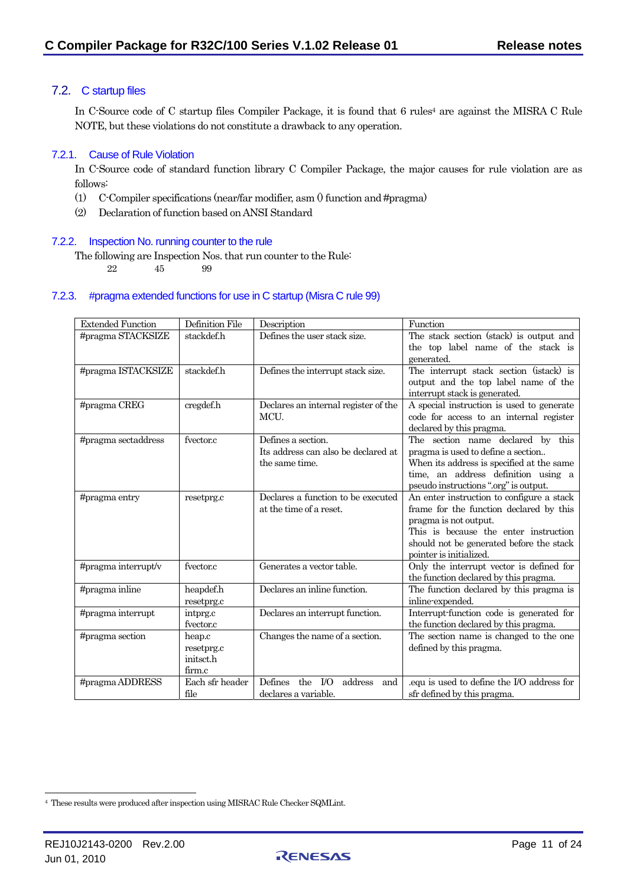## 7.2. C startup files

In C-Source code of C startup files Compiler Package, it is found that 6 rules[4] are against the MISRA C Rule NOTE, but these violations do not constitute a drawback to any operation.

### 7.2.1. Cause of Rule Violation

In C-Source code of standard function library C Compiler Package, the major causes for rule violation are as follows:

(1) C-Compiler specifications (near/far modifier, asm () function and #pragma)

(2) Declaration of function based on ANSI Standard

### 7.2.2. Inspection No. running counter to the rule

The following are Inspection Nos. that run counter to the Rule:

22 45 99

### 7.2.3. #pragma extended functions for use in C startup (Misra C rule 99)

| Extended Function | Definition File | Description | Function |
|---|---|---|---|
| #pragma STACKSIZE | stackdef.h | Defines the user stack size. | The stack section (stack) is output and the top label name of the stack is generated. |
| #pragma ISTACKSIZE | stackdef.h | Defines the interrupt stack size. | The interrupt stack section (istack) is output and the top label name of the interrupt stack is generated. |
| #pragma CREG | cregdef.h | Declares an internal register of the MCU. | A special instruction is used to generate code for access to an internal register declared by this pragma. |
| #pragma sectaddress | fvector.c | Defines a section.<br>Its address can also be declared at the same time. | The section name declared by this pragma is used to define a section..<br>When its address is specified at the same time, an address definition using a pseudo instructions ".org" is output. |
| #pragma entry | resetprg.c | Declares a function to be executed at the time of a reset. | An enter instruction to configure a stack frame for the function declared by this pragma is not output.<br>This is because the enter instruction should not be generated before the stack pointer is initialized. |
| #pragma interrupt/v | fvector.c | Generates a vector table. | Only the interrupt vector is defined for the function declared by this pragma. |
| #pragma inline | heapdef.h<br>resetprg.c | Declares an inline function. | The function declared by this pragma is inline-expended. |
| #pragma interrupt | intprg.c<br>fvector.c | Declares an interrupt function. | Interrupt-function code is generated for the function declared by this pragma. |
| #pragma section | heap.c<br>resetprg.c<br>initsct.h<br>firm.c | Changes the name of a section. | The section name is changed to the one defined by this pragma. |
| #pragma ADDRESS | Each sfr header file | Defines the I/O address and declares a variable. | .equ is used to define the I/O address for sfr defined by this pragma. |

[4] These results were produced after inspection using MISRAC Rule Checker SQMLint.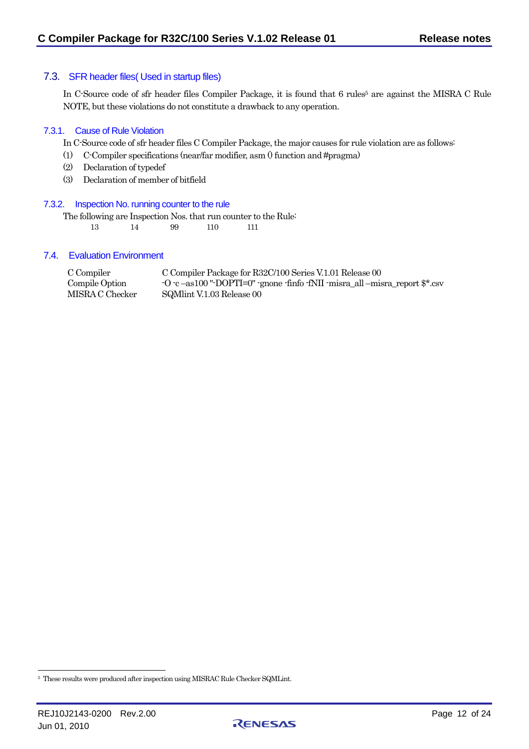## 7.3. SFR header files( Used in startup files)

In C-Source code of sfr header files Compiler Package, it is found that 6 rules[5] are against the MISRA C Rule NOTE, but these violations do not constitute a drawback to any operation.

### 7.3.1. Cause of Rule Violation

In C-Source code of sfr header files C Compiler Package, the major causes for rule violation are as follows:

(1) C-Compiler specifications (near/far modifier, asm () function and #pragma)
(2) Declaration of typedef
(3) Declaration of member of bitfield

### 7.3.2. Inspection No. running counter to the rule

The following are Inspection Nos. that run counter to the Rule:

13 14 99 110 111

## 7.4. Evaluation Environment

| | |
|---|---|
| C Compiler | C Compiler Package for R32C/100 Series V.1.01 Release 00 |
| Compile Option | -O -c –as100 "-DOPTI=0" -gnone -finfo -fNII -misra_all –misra_report $*.csv |
| MISRA C Checker | SQMlint V.1.03 Release 00 |

[5] These results were produced after inspection using MISRAC Rule Checker SQMLint.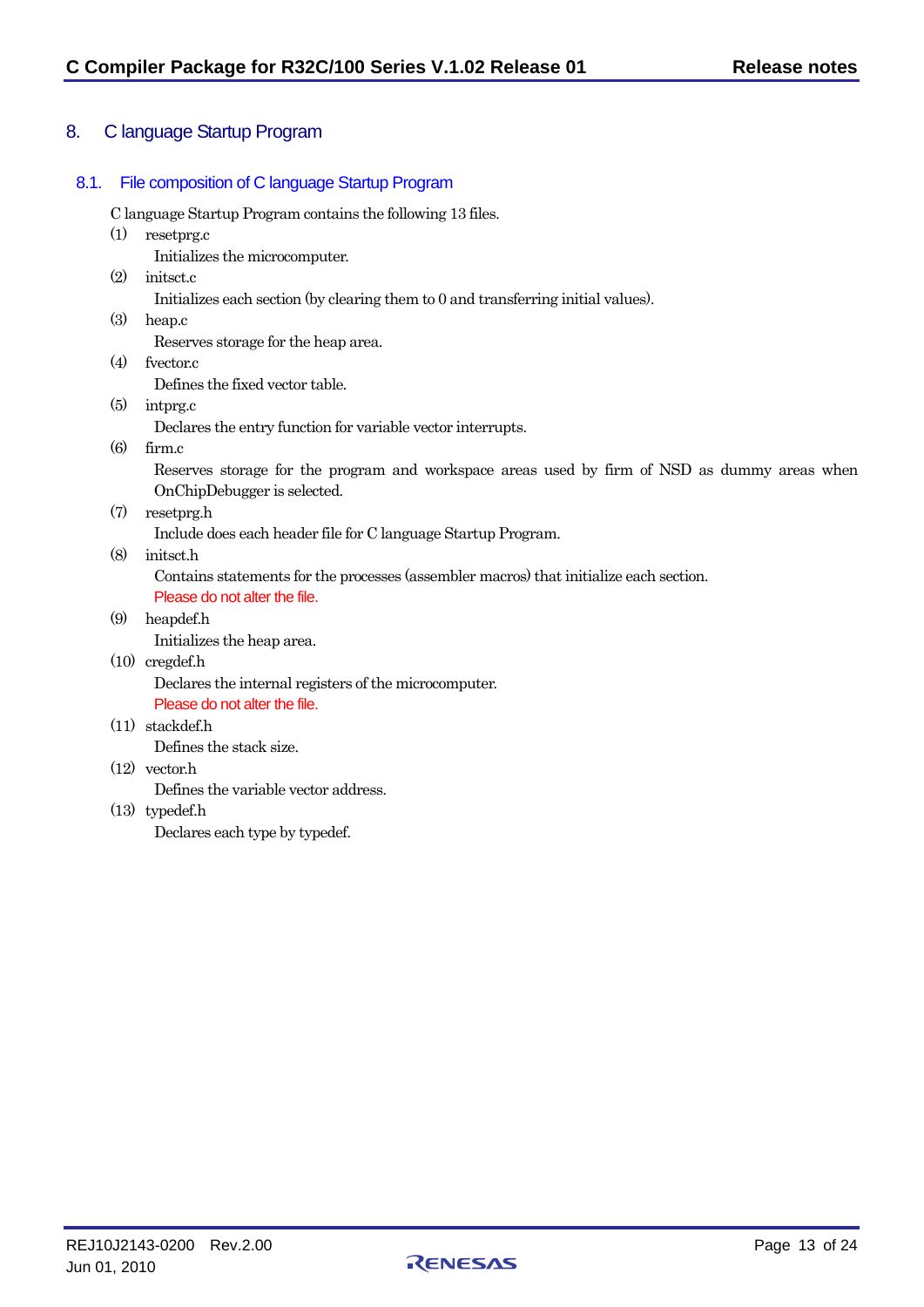## 8. C language Startup Program

### 8.1. File composition of C language Startup Program

C language Startup Program contains the following 13 files.

(1) resetprg.c
  Initializes the microcomputer.

(2) initsct.c
  Initializes each section (by clearing them to 0 and transferring initial values).

(3) heap.c
  Reserves storage for the heap area.

(4) fvector.c
  Defines the fixed vector table.

(5) intprg.c
  Declares the entry function for variable vector interrupts.

(6) firm.c
  Reserves storage for the program and workspace areas used by firm of NSD as dummy areas when OnChipDebugger is selected.

(7) resetprg.h
  Include does each header file for C language Startup Program.

(8) initsct.h
  Contains statements for the processes (assembler macros) that initialize each section.
  Please do not alter the file.

(9) heapdef.h
  Initializes the heap area.

(10) cregdef.h
  Declares the internal registers of the microcomputer.
  Please do not alter the file.

(11) stackdef.h
  Defines the stack size.

(12) vector.h
  Defines the variable vector address.

(13) typedef.h
  Declares each type by typedef.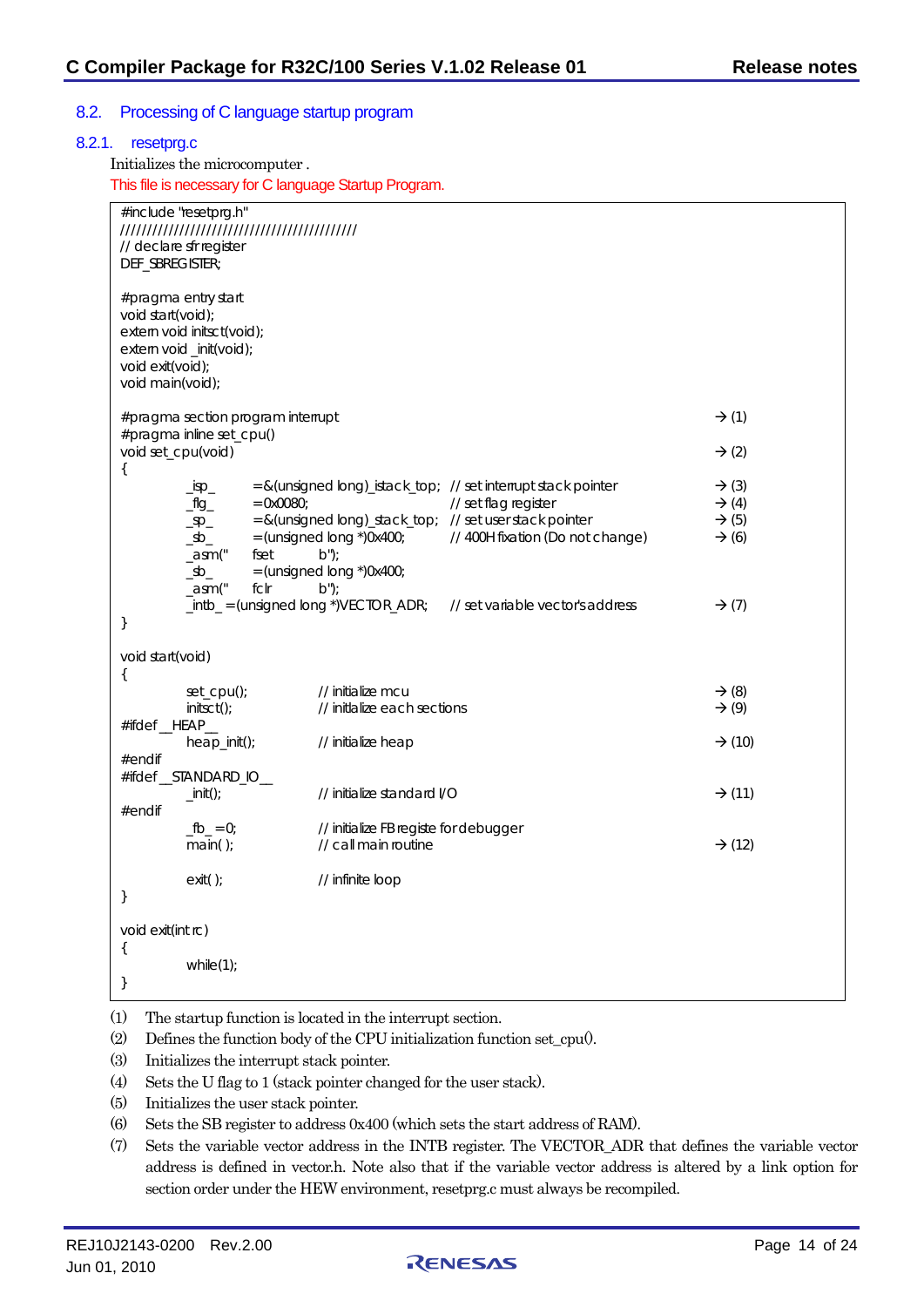## 8.2. Processing of C language startup program

### 8.2.1. resetprg.c

Initializes the microcomputer .

This file is necessary for C language Startup Program.

```
#include "resetprg.h"
////////////////////////////////////////////
// declare sfr register
DEF_SBREGISTER;

#pragma entry start
void start(void);
extern void initsct(void);
extern void _init(void);
void exit(void);
void main(void);

#pragma section program interrupt                                              → (1)
#pragma inline set_cpu()
void set_cpu(void)                                                             → (2)
{
        _isp_       =&(unsigned long)_istack_top;  // set interrupt stack pointer    → (3)
        _flg_       =0x0080;                        // set flag register              → (4)
        _sp_        =&(unsigned long)_stack_top;   // set user stack pointer         → (5)
        _sb_        =(unsigned long *)0x400;        // 400H fixation (Do not change)  → (6)
        _asm("      fset        b");
        _sb_        =(unsigned long *)0x400;
        _asm("      fclr        b");
        _intb_ =(unsigned long *)VECTOR_ADR;        // set variable vector's address  → (7)
}

void start(void)
{
        set_cpu();              // initialize mcu                              → (8)
        initsct();              // initlalize each sections                    → (9)
#ifdef __HEAP__
        heap_init();            // initialize heap                             → (10)
#endif
#ifdef __STANDARD_IO__
        _init();                // initialize standard I/O                     → (11)
#endif
        _fb_ =0;                // initialize FB registe for debugger
        main( );                // call main routine                           → (12)

        exit( );                // infinite loop
}

void exit(int rc)
{
        while(1);
}
```

(1) The startup function is located in the interrupt section.

(2) Defines the function body of the CPU initialization function set_cpu().

(3) Initializes the interrupt stack pointer.

(4) Sets the U flag to 1 (stack pointer changed for the user stack).

(5) Initializes the user stack pointer.

(6) Sets the SB register to address 0x400 (which sets the start address of RAM).

(7) Sets the variable vector address in the INTB register. The VECTOR_ADR that defines the variable vector address is defined in vector.h. Note also that if the variable vector address is altered by a link option for section order under the HEW environment, resetprg.c must always be recompiled.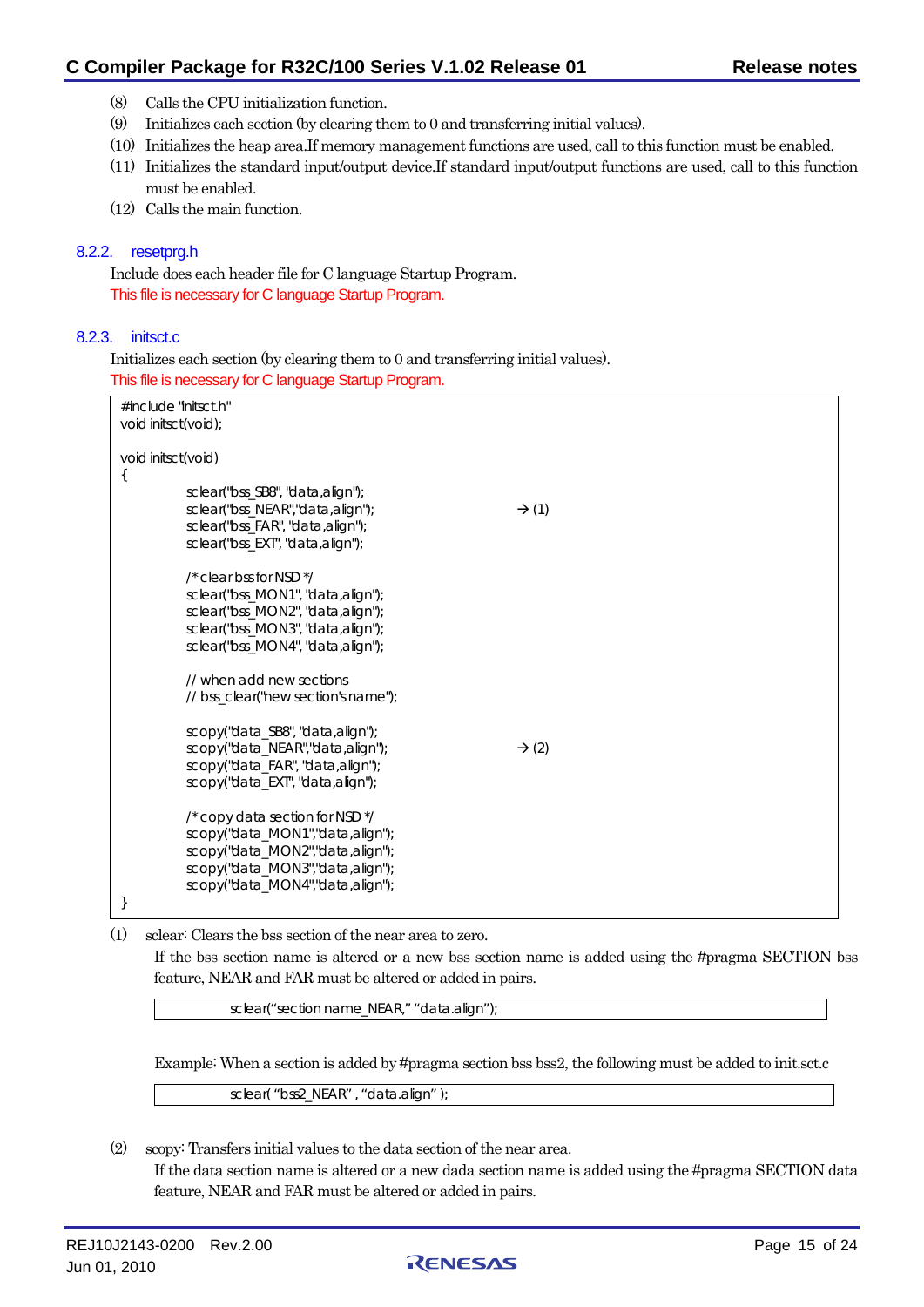(8) Calls the CPU initialization function.
(9) Initializes each section (by clearing them to 0 and transferring initial values).
(10) Initializes the heap area.If memory management functions are used, call to this function must be enabled.
(11) Initializes the standard input/output device.If standard input/output functions are used, call to this function must be enabled.
(12) Calls the main function.

### 8.2.2. resetprg.h

Include does each header file for C language Startup Program.
This file is necessary for C language Startup Program.

### 8.2.3. initsct.c

Initializes each section (by clearing them to 0 and transferring initial values).
This file is necessary for C language Startup Program.

```
#include "initsct.h"
void initsct(void);

void initsct(void)
{
        sclear("bss_SB8", "data,align");
        sclear("bss_NEAR","data,align");                → (1)
        sclear("bss_FAR", "data,align");
        sclear("bss_EXT", "data,align");

        /* clear bss for NSD */
        sclear("bss_MON1", "data,align");
        sclear("bss_MON2", "data,align");
        sclear("bss_MON3", "data,align");
        sclear("bss_MON4", "data,align");

        // when add new sections
        // bss_clear("new section's name");

        scopy("data_SB8", "data,align");
        scopy("data_NEAR","data,align");                → (2)
        scopy("data_FAR", "data,align");
        scopy("data_EXT", "data,align");

        /* copy data section for NSD */
        scopy("data_MON1","data,align");
        scopy("data_MON2","data,align");
        scopy("data_MON3","data,align");
        scopy("data_MON4","data,align");
}
```

(1) sclear: Clears the bss section of the near area to zero.
If the bss section name is altered or a new bss section name is added using the #pragma SECTION bss feature, NEAR and FAR must be altered or added in pairs.

```
sclear("section name_NEAR," "data.align");
```

Example: When a section is added by #pragma section bss bss2, the following must be added to init.sct.c

```
sclear( "bss2_NEAR" , "data.align" );
```

(2) scopy: Transfers initial values to the data section of the near area.
If the data section name is altered or a new dada section name is added using the #pragma SECTION data feature, NEAR and FAR must be altered or added in pairs.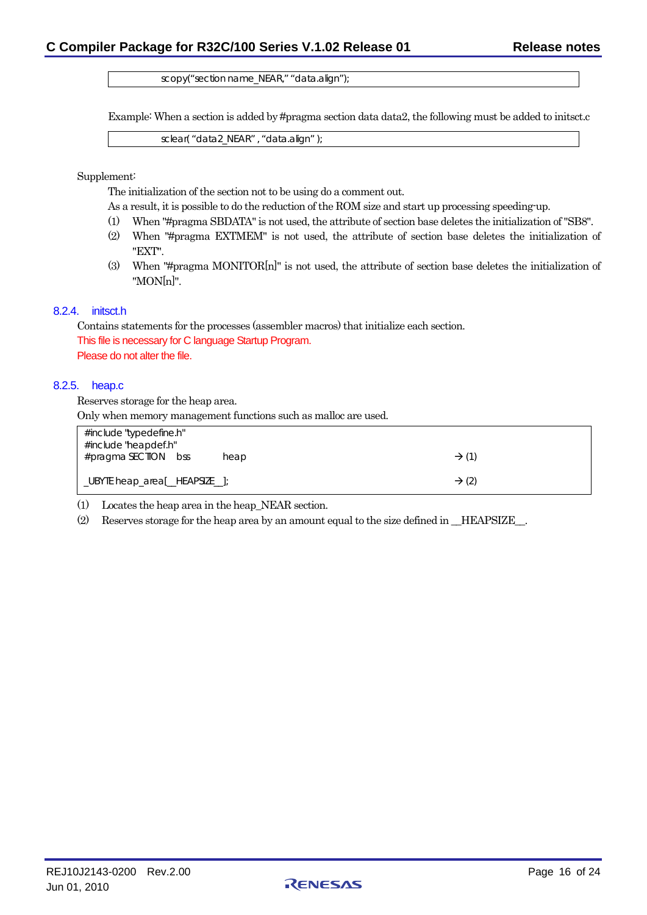```
scopy("section name_NEAR," "data.align");
```

Example: When a section is added by #pragma section data data2, the following must be added to initsct.c

```
sclear( "data2_NEAR" , "data.align" );
```

Supplement:

The initialization of the section not to be using do a comment out.

As a result, it is possible to do the reduction of the ROM size and start up processing speeding-up.

(1) When "#pragma SBDATA" is not used, the attribute of section base deletes the initialization of "SB8".

(2) When "#pragma EXTMEM" is not used, the attribute of section base deletes the initialization of "EXT".

(3) When "#pragma MONITOR[n]" is not used, the attribute of section base deletes the initialization of "MON[n]".

### 8.2.4. initsct.h

Contains statements for the processes (assembler macros) that initialize each section.

This file is necessary for C language Startup Program.

Please do not alter the file.

### 8.2.5. heap.c

Reserves storage for the heap area.

Only when memory management functions such as malloc are used.

```
#include "typedefine.h"
#include "heapdef.h"
#pragma SECTION    bss        heap                              → (1)

_UBYTE heap_area[__HEAPSIZE__];                                 → (2)
```

(1) Locates the heap area in the heap_NEAR section.

(2) Reserves storage for the heap area by an amount equal to the size defined in __HEAPSIZE__.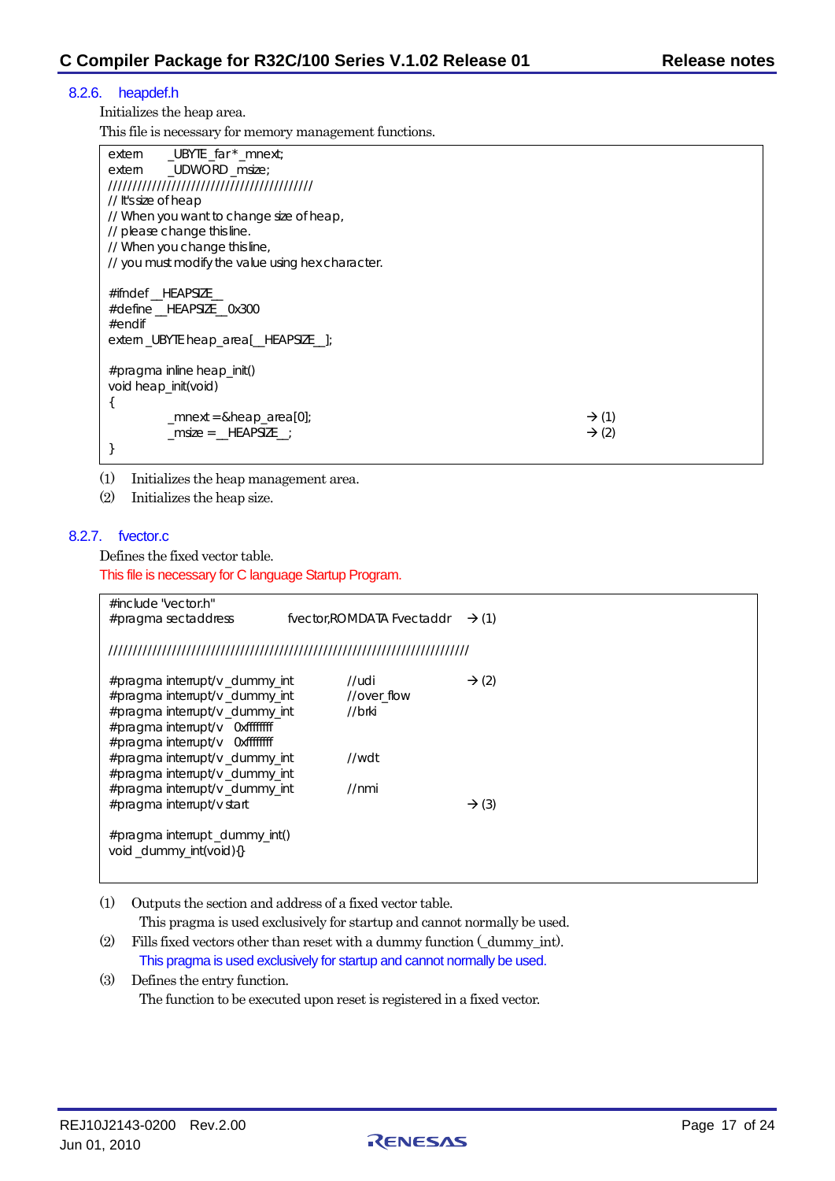### 8.2.6. heapdef.h

Initializes the heap area.

This file is necessary for memory management functions.

```
extern      _UBYTE _far * _mnext;
extern      _UDWORD _msize;
/////////////////////////////////////////
// It's size of heap
// When you want to change size of heap,
// please change this line.
// When you change this line,
// you must modify the value using hex character.

#ifndef __HEAPSIZE__
#define __HEAPSIZE__ 0x300
#endif
extern _UBYTE heap_area[__HEAPSIZE__];

#pragma inline heap_init()
void heap_init(void)
{
        _mnext = &heap_area[0];                                    → (1)
        _msize = __HEAPSIZE__;                                     → (2)
}
```

(1) Initializes the heap management area.

(2) Initializes the heap size.

### 8.2.7. fvector.c

Defines the fixed vector table.

This file is necessary for C language Startup Program.

```
#include "vector.h"
#pragma sectaddress         fvector,ROMDATA Fvectaddr   → (1)

////////////////////////////////////////////////////////////////////////

#pragma interrupt/v _dummy_int         //udi            → (2)
#pragma interrupt/v _dummy_int         //over_flow
#pragma interrupt/v _dummy_int         //brki
#pragma interrupt/v   0xffffffff
#pragma interrupt/v   0xffffffff
#pragma interrupt/v _dummy_int         //wdt
#pragma interrupt/v _dummy_int
#pragma interrupt/v _dummy_int         //nmi
#pragma interrupt/v start                               → (3)

#pragma interrupt _dummy_int()
void _dummy_int(void){}
```

(1) Outputs the section and address of a fixed vector table.
This pragma is used exclusively for startup and cannot normally be used.

(2) Fills fixed vectors other than reset with a dummy function (_dummy_int).
This pragma is used exclusively for startup and cannot normally be used.

(3) Defines the entry function.
The function to be executed upon reset is registered in a fixed vector.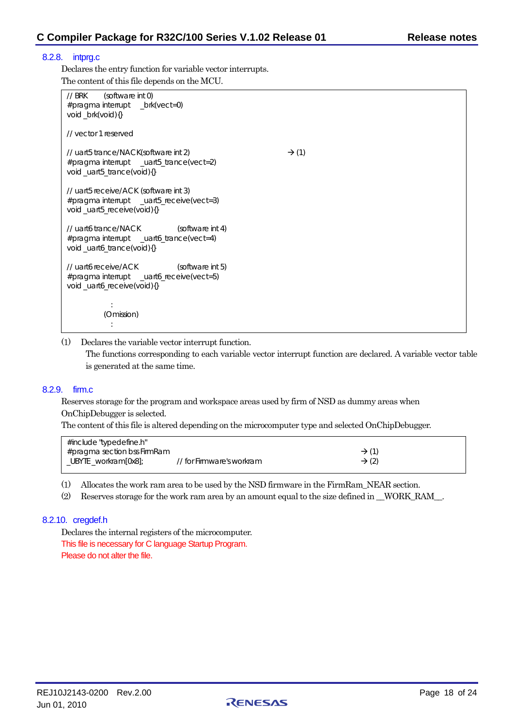### 8.2.8. intprg.c

Declares the entry function for variable vector interrupts.
The content of this file depends on the MCU.

```
// BRK        (software int 0)
#pragma interrupt    _brk(vect=0)
void _brk(void){}

// vector 1 reserved

// uart5 trance/NACK(software int 2)                              → (1)
#pragma interrupt    _uart5_trance(vect=2)
void _uart5_trance(void){}

// uart5 receive/ACK (software int 3)
#pragma interrupt    _uart5_receive(vect=3)
void _uart5_receive(void){}

// uart6 trance/NACK            (software int 4)
#pragma interrupt    _uart6_trance(vect=4)
void _uart6_trance(void){}

// uart6 receive/ACK            (software int 5)
#pragma interrupt    _uart6_receive(vect=5)
void _uart6_receive(void){}

            :
        (Omission)
            :
```

(1) Declares the variable vector interrupt function.
The functions corresponding to each variable vector interrupt function are declared. A variable vector table is generated at the same time.

### 8.2.9. firm.c

Reserves storage for the program and workspace areas used by firm of NSD as dummy areas when OnChipDebugger is selected.
The content of this file is altered depending on the microcomputer type and selected OnChipDebugger.

```
#include "typedefine.h"
#pragma section bss FirmRam                                        → (1)
_UBYTE _workram[0x8];        // for Firmware's workram             → (2)
```

(1) Allocates the work ram area to be used by the NSD firmware in the FirmRam_NEAR section.
(2) Reserves storage for the work ram area by an amount equal to the size defined in __WORK_RAM__.

### 8.2.10. cregdef.h

Declares the internal registers of the microcomputer.
This file is necessary for C language Startup Program.
Please do not alter the file.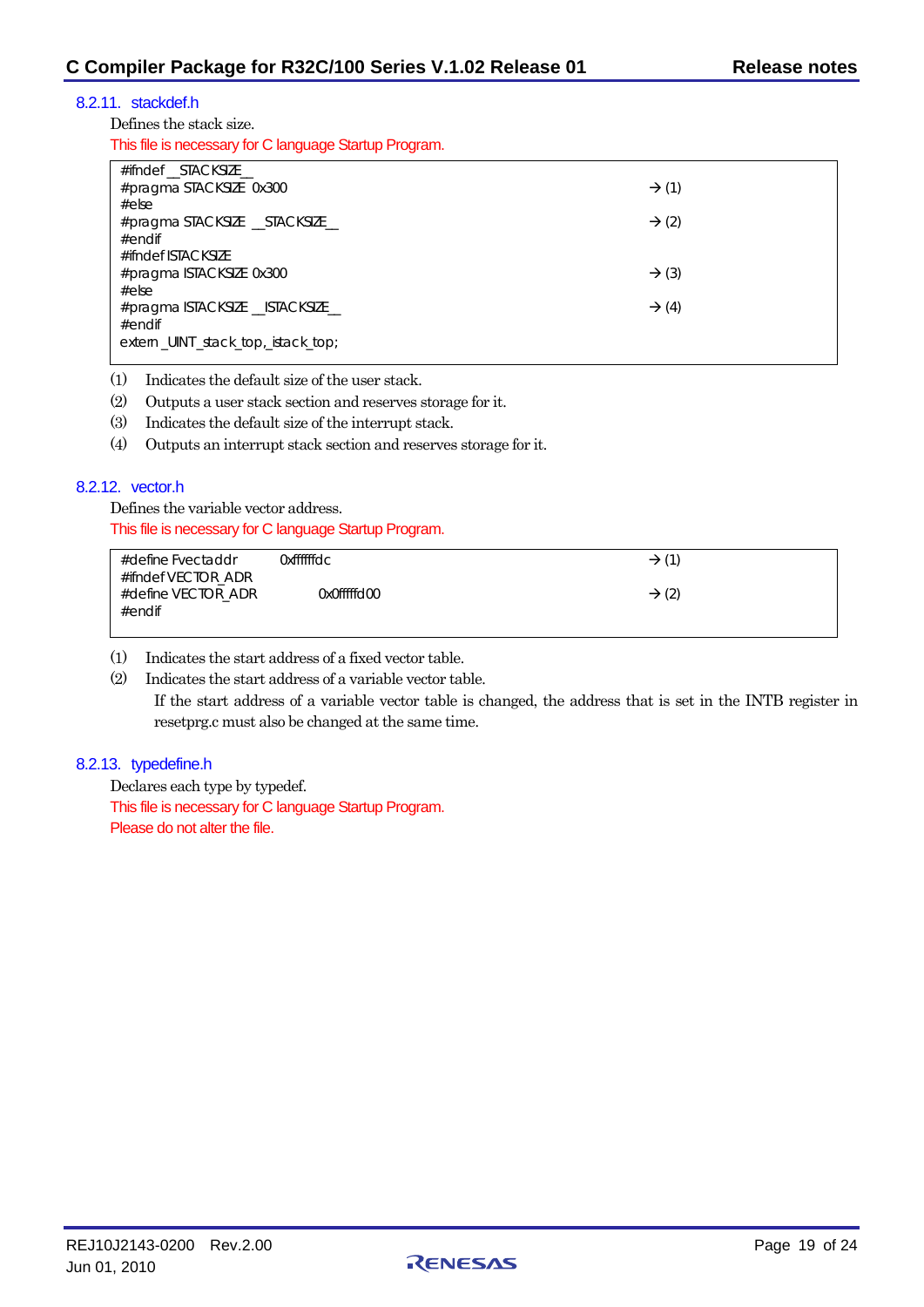### 8.2.11. stackdef.h

Defines the stack size.

This file is necessary for C language Startup Program.

```
#ifndef __STACKSIZE__
#pragma STACKSIZE 0x300                          → (1)
#else
#pragma STACKSIZE __STACKSIZE__                  → (2)
#endif
#ifndef ISTACKSIZE
#pragma ISTACKSIZE 0x300                         → (3)
#else
#pragma ISTACKSIZE __ISTACKSIZE__                → (4)
#endif
extern _UINT _stack_top,_istack_top;
```

(1) Indicates the default size of the user stack.

(2) Outputs a user stack section and reserves storage for it.

(3) Indicates the default size of the interrupt stack.

(4) Outputs an interrupt stack section and reserves storage for it.

### 8.2.12. vector.h

Defines the variable vector address.

This file is necessary for C language Startup Program.

```
#define Fvectaddr      0xffffffdc                → (1)
#ifndef VECTOR_ADR
#define VECTOR_ADR          0x0ffffd00           → (2)
#endif
```

(1) Indicates the start address of a fixed vector table.

(2) Indicates the start address of a variable vector table.
If the start address of a variable vector table is changed, the address that is set in the INTB register in resetprg.c must also be changed at the same time.

### 8.2.13. typedefine.h

Declares each type by typedef.

This file is necessary for C language Startup Program.

Please do not alter the file.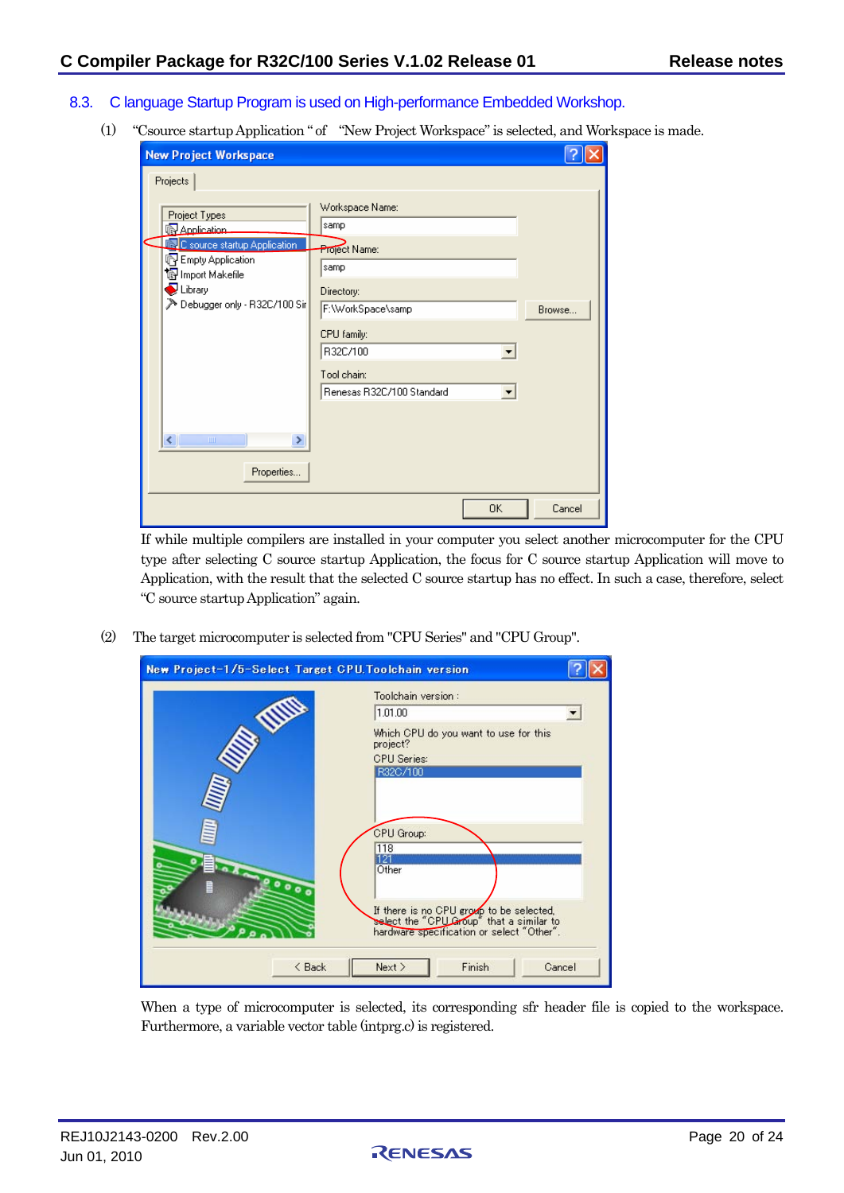## 8.3. C language Startup Program is used on High-performance Embedded Workshop.

(1) "Csource startup Application " of "New Project Workspace" is selected, and Workspace is made.

If while multiple compilers are installed in your computer you select another microcomputer for the CPU type after selecting C source startup Application, the focus for C source startup Application will move to Application, with the result that the selected C source startup has no effect. In such a case, therefore, select "C source startup Application" again.

(2) The target microcomputer is selected from "CPU Series" and "CPU Group".

When a type of microcomputer is selected, its corresponding sfr header file is copied to the workspace. Furthermore, a variable vector table (intprg.c) is registered.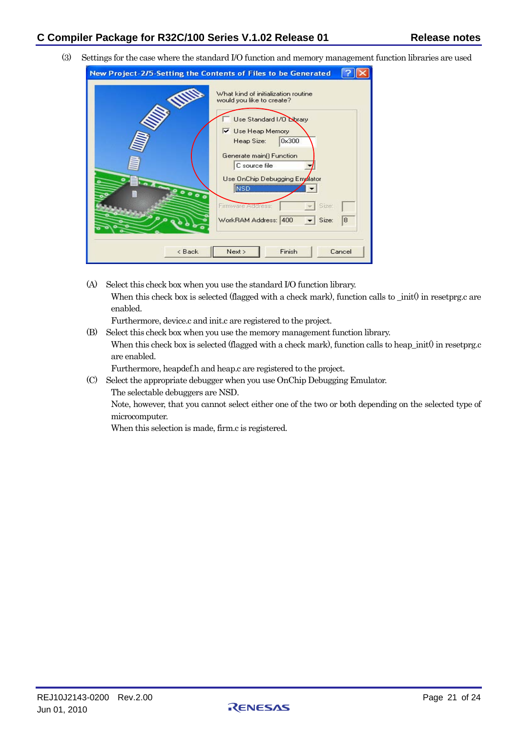(3) Settings for the case where the standard I/O function and memory management function libraries are used

(A) Select this check box when you use the standard I/O function library.
When this check box is selected (flagged with a check mark), function calls to _init() in resetprg.c are enabled.
Furthermore, device.c and init.c are registered to the project.

(B) Select this check box when you use the memory management function library.
When this check box is selected (flagged with a check mark), function calls to heap_init() in resetprg.c are enabled.
Furthermore, heapdef.h and heap.c are registered to the project.

(C) Select the appropriate debugger when you use OnChip Debugging Emulator.
The selectable debuggers are NSD.
Note, however, that you cannot select either one of the two or both depending on the selected type of microcomputer.
When this selection is made, firm.c is registered.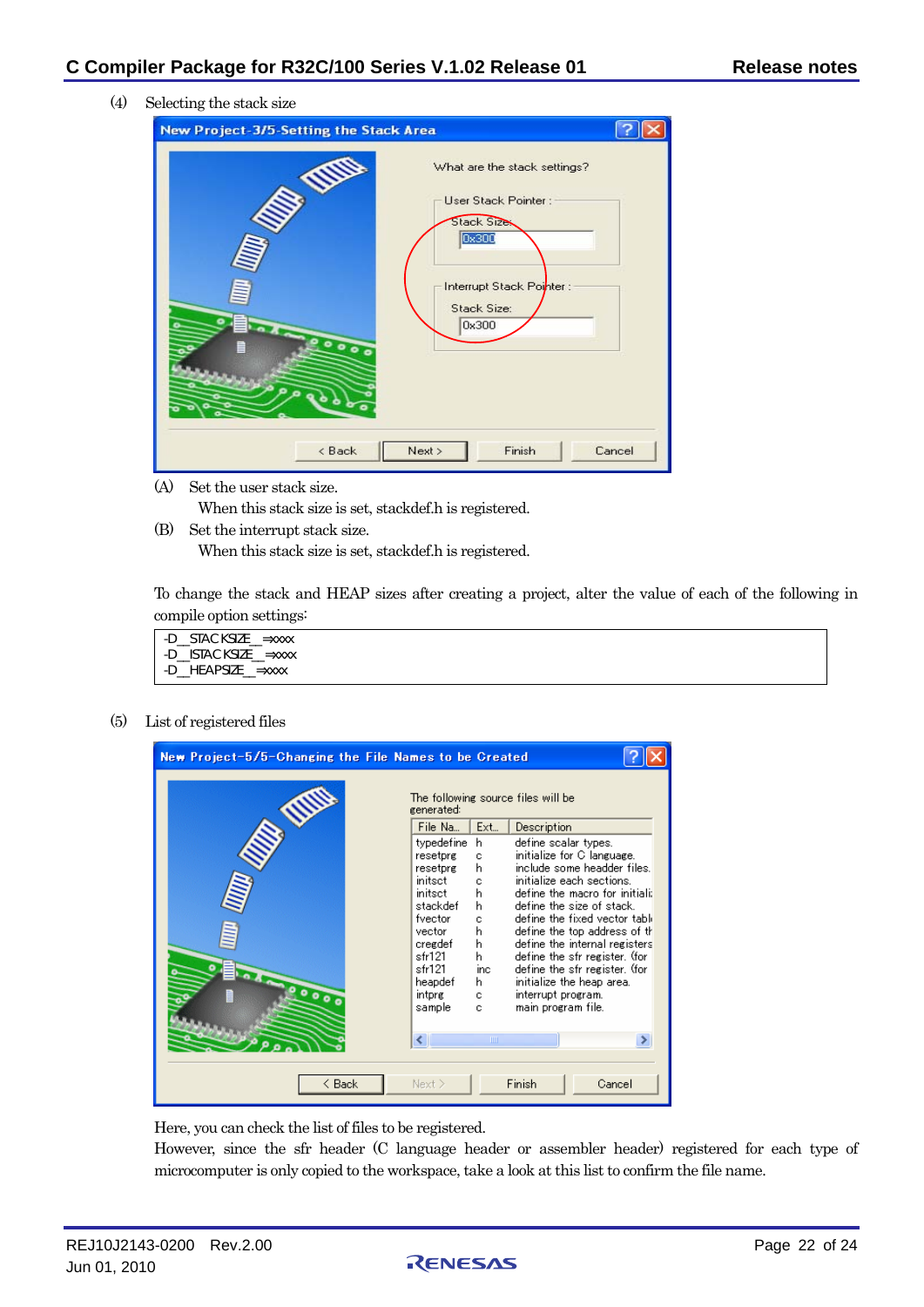(4) Selecting the stack size

(A) Set the user stack size.
When this stack size is set, stackdef.h is registered.

(B) Set the interrupt stack size.
When this stack size is set, stackdef.h is registered.

To change the stack and HEAP sizes after creating a project, alter the value of each of the following in compile option settings:

```
-D__STACKSIZE__=xxxx
-D__ISTACKSIZE__=xxxx
-D__HEAPSIZE__=xxxx
```

(5) List of registered files

Here, you can check the list of files to be registered.
However, since the sfr header (C language header or assembler header) registered for each type of microcomputer is only copied to the workspace, take a look at this list to confirm the file name.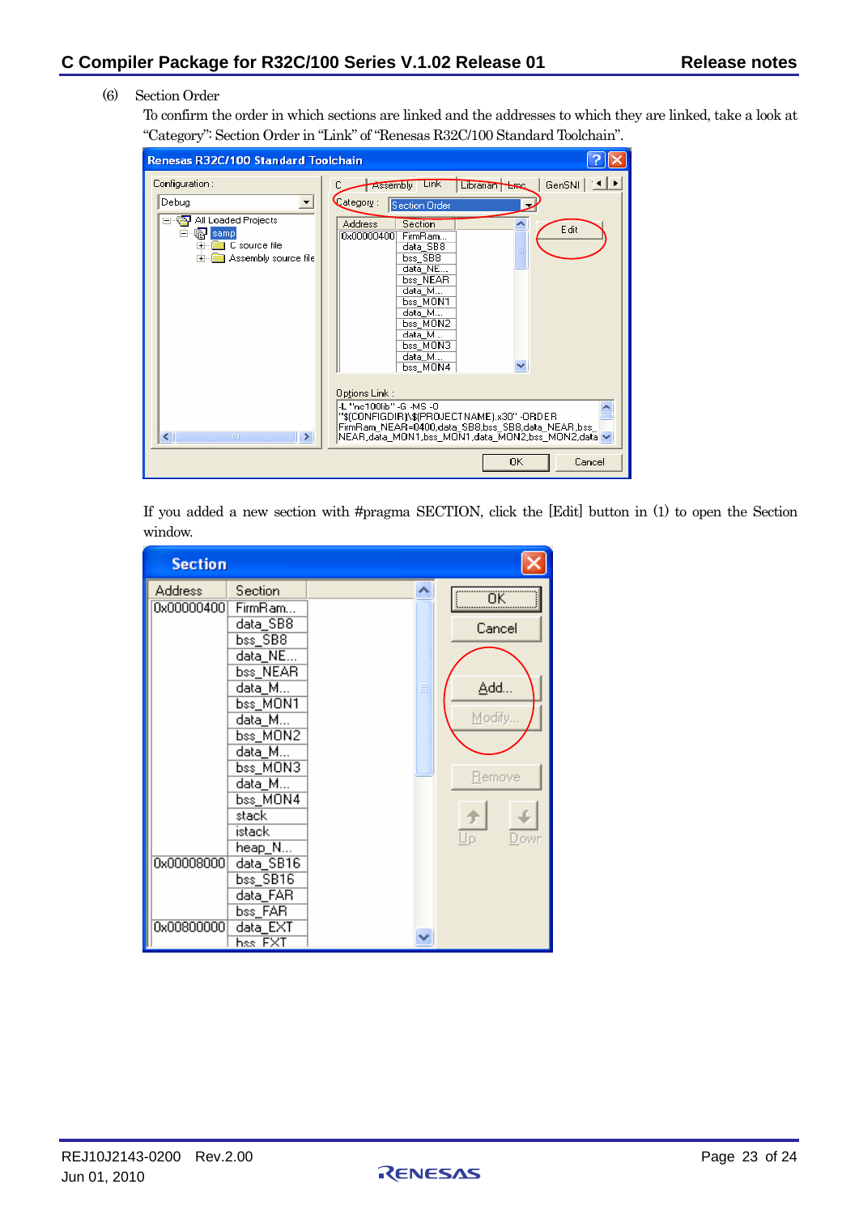(6) Section Order

To confirm the order in which sections are linked and the addresses to which they are linked, take a look at "Category": Section Order in "Link" of "Renesas R32C/100 Standard Toolchain".

If you added a new section with #pragma SECTION, click the [Edit] button in (1) to open the Section window.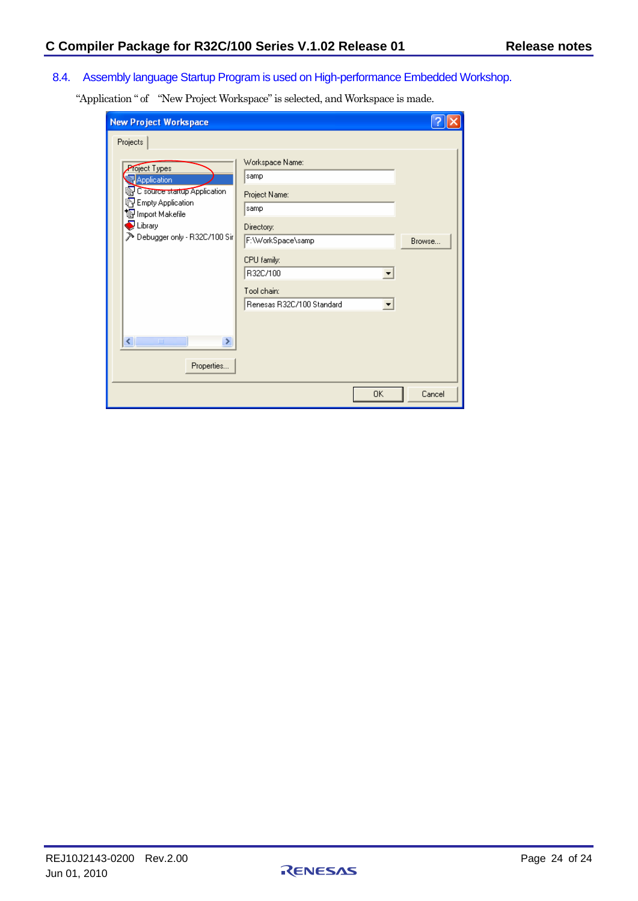## 8.4. Assembly language Startup Program is used on High-performance Embedded Workshop.

“Application “ of “New Project Workspace” is selected, and Workspace is made.